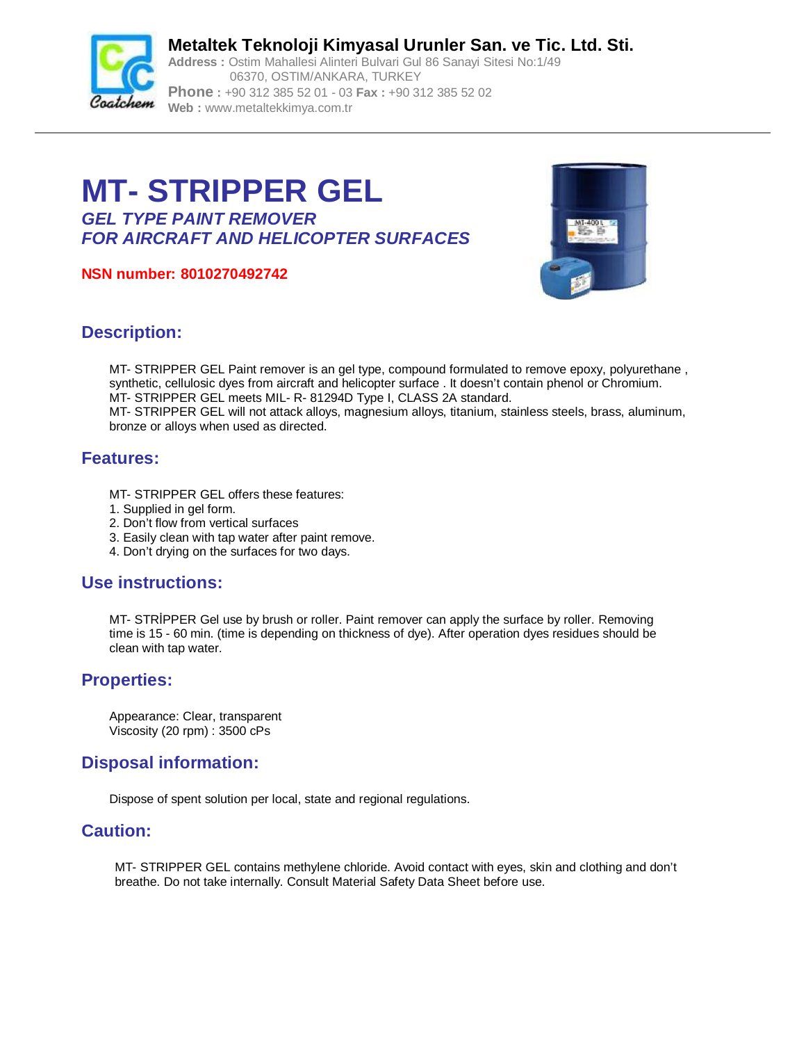**Metaltek Teknoloji Kimyasal Urunler San. ve Tic. Ltd. Sti.**
**Address :** Ostim Mahallesi Alinteri Bulvari Gul 86 Sanayi Sitesi No:1/49
06370, OSTIM/ANKARA, TURKEY
**Phone :** +90 312 385 52 01 - 03 **Fax :** +90 312 385 52 02
**Web :** www.metaltekkimya.com.tr

# MT- STRIPPER GEL

***GEL TYPE PAINT REMOVER***
***FOR AIRCRAFT AND HELICOPTER SURFACES***

**NSN number: 8010270492742**

## Description:

MT- STRIPPER GEL Paint remover is an gel type, compound formulated to remove epoxy, polyurethane , synthetic, cellulosic dyes from aircraft and helicopter surface . It doesn't contain phenol or Chromium.
MT- STRIPPER GEL meets MIL- R- 81294D Type I, CLASS 2A standard.
MT- STRIPPER GEL will not attack alloys, magnesium alloys, titanium, stainless steels, brass, aluminum, bronze or alloys when used as directed.

## Features:

MT- STRIPPER GEL offers these features:
1. Supplied in gel form.
2. Don't flow from vertical surfaces
3. Easily clean with tap water after paint remove.
4. Don't drying on the surfaces for two days.

## Use instructions:

MT- STRİPPER Gel use by brush or roller. Paint remover can apply the surface by roller. Removing time is 15 - 60 min. (time is depending on thickness of dye). After operation dyes residues should be clean with tap water.

## Properties:

Appearance: Clear, transparent
Viscosity (20 rpm) : 3500 cPs

## Disposal information:

Dispose of spent solution per local, state and regional regulations.

## Caution:

MT- STRIPPER GEL contains methylene chloride. Avoid contact with eyes, skin and clothing and don't breathe. Do not take internally. Consult Material Safety Data Sheet before use.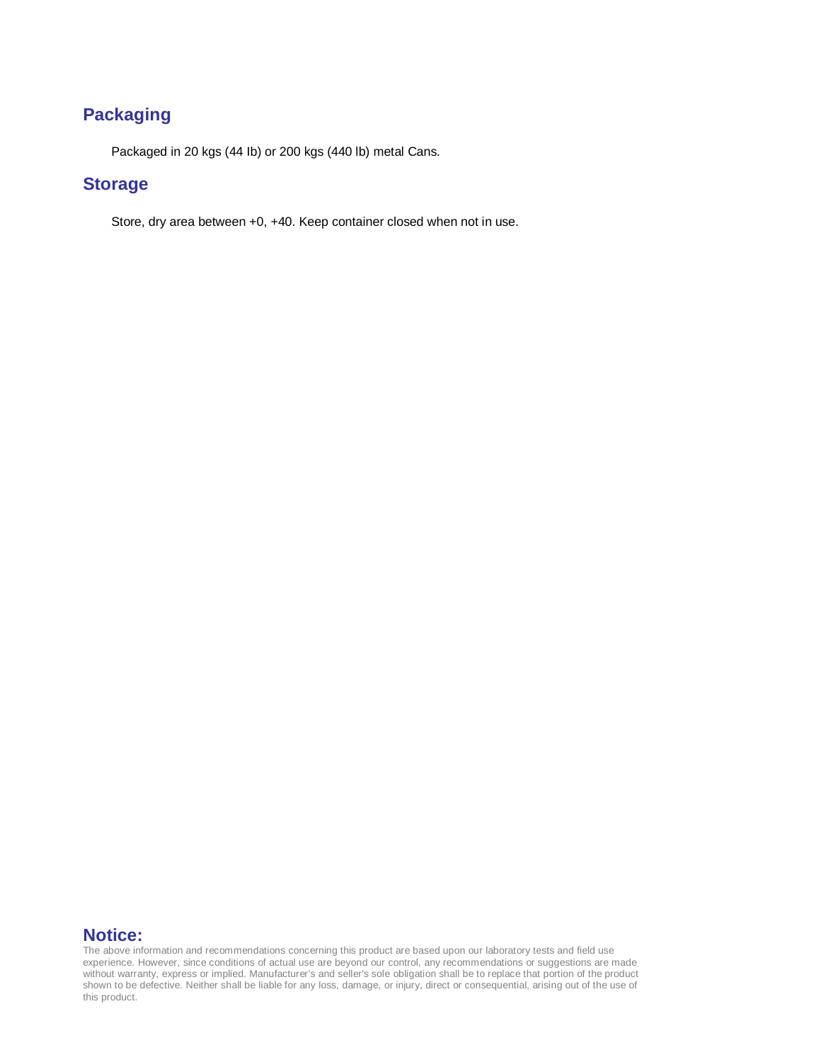## Packaging

Packaged in 20 kgs (44 Ib) or 200 kgs (440 lb) metal Cans.

## Storage

Store, dry area between +0, +40. Keep container closed when not in use.

## Notice:

The above information and recommendations concerning this product are based upon our laboratory tests and field use experience. However, since conditions of actual use are beyond our control, any recommendations or suggestions are made without warranty, express or implied. Manufacturer's and seller's sole obligation shall be to replace that portion of the product shown to be defective. Neither shall be liable for any loss, damage, or injury, direct or consequential, arising out of the use of this product.